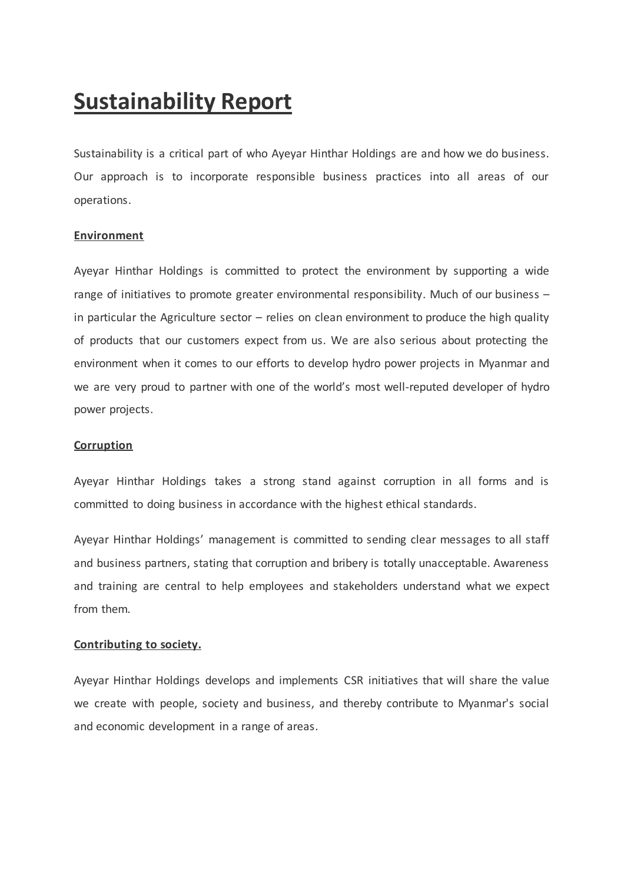# Sustainability Report

Sustainability is a critical part of who Ayeyar Hinthar Holdings are and how we do business. Our approach is to incorporate responsible business practices into all areas of our operations.

## Environment

Ayeyar Hinthar Holdings is committed to protect the environment by supporting a wide range of initiatives to promote greater environmental responsibility. Much of our business – in particular the Agriculture sector – relies on clean environment to produce the high quality of products that our customers expect from us. We are also serious about protecting the environment when it comes to our efforts to develop hydro power projects in Myanmar and we are very proud to partner with one of the world's most well-reputed developer of hydro power projects.

## Corruption

Ayeyar Hinthar Holdings takes a strong stand against corruption in all forms and is committed to doing business in accordance with the highest ethical standards.

Ayeyar Hinthar Holdings' management is committed to sending clear messages to all staff and business partners, stating that corruption and bribery is totally unacceptable. Awareness and training are central to help employees and stakeholders understand what we expect from them.

## Contributing to society.

Ayeyar Hinthar Holdings develops and implements CSR initiatives that will share the value we create with people, society and business, and thereby contribute to Myanmar's social and economic development in a range of areas.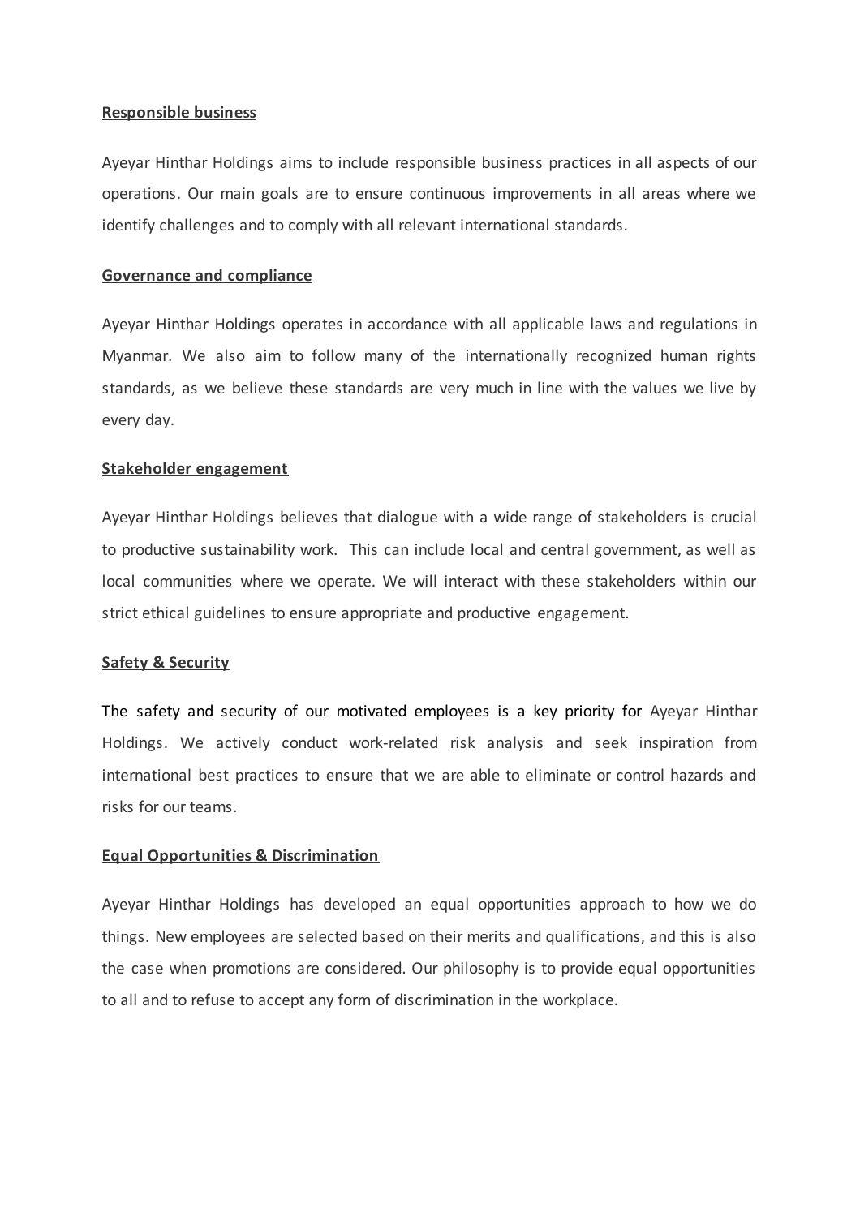## Responsible business

Ayeyar Hinthar Holdings aims to include responsible business practices in all aspects of our operations. Our main goals are to ensure continuous improvements in all areas where we identify challenges and to comply with all relevant international standards.

## Governance and compliance

Ayeyar Hinthar Holdings operates in accordance with all applicable laws and regulations in Myanmar. We also aim to follow many of the internationally recognized human rights standards, as we believe these standards are very much in line with the values we live by every day.

## Stakeholder engagement

Ayeyar Hinthar Holdings believes that dialogue with a wide range of stakeholders is crucial to productive sustainability work. This can include local and central government, as well as local communities where we operate. We will interact with these stakeholders within our strict ethical guidelines to ensure appropriate and productive engagement.

## Safety & Security

The safety and security of our motivated employees is a key priority for Ayeyar Hinthar Holdings. We actively conduct work-related risk analysis and seek inspiration from international best practices to ensure that we are able to eliminate or control hazards and risks for our teams.

## Equal Opportunities & Discrimination

Ayeyar Hinthar Holdings has developed an equal opportunities approach to how we do things. New employees are selected based on their merits and qualifications, and this is also the case when promotions are considered. Our philosophy is to provide equal opportunities to all and to refuse to accept any form of discrimination in the workplace.